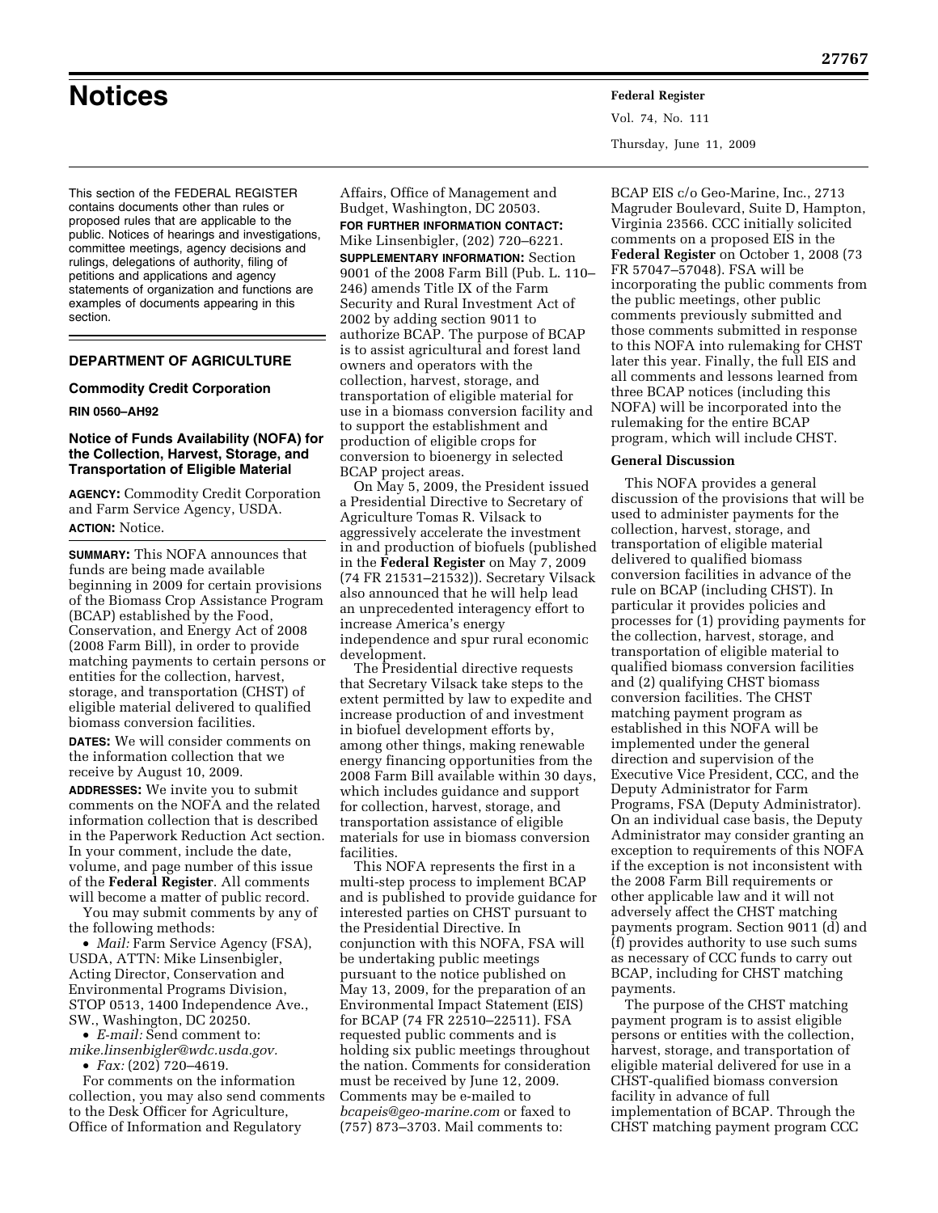# Notices

This section of the FEDERAL REGISTER contains documents other than rules or proposed rules that are applicable to the public. Notices of hearings and investigations, committee meetings, agency decisions and rulings, delegations of authority, filing of petitions and applications and agency statements of organization and functions are examples of documents appearing in this section.

## DEPARTMENT OF AGRICULTURE

### Commodity Credit Corporation

**RIN 0560–AH92**

### Notice of Funds Availability (NOFA) for the Collection, Harvest, Storage, and Transportation of Eligible Material

**AGENCY:** Commodity Credit Corporation and Farm Service Agency, USDA.

**ACTION:** Notice.

**SUMMARY:** This NOFA announces that funds are being made available beginning in 2009 for certain provisions of the Biomass Crop Assistance Program (BCAP) established by the Food, Conservation, and Energy Act of 2008 (2008 Farm Bill), in order to provide matching payments to certain persons or entities for the collection, harvest, storage, and transportation (CHST) of eligible material delivered to qualified biomass conversion facilities.

**DATES:** We will consider comments on the information collection that we receive by August 10, 2009.

**ADDRESSES:** We invite you to submit comments on the NOFA and the related information collection that is described in the Paperwork Reduction Act section. In your comment, include the date, volume, and page number of this issue of the **Federal Register**. All comments will become a matter of public record.

You may submit comments by any of the following methods:

- *Mail:* Farm Service Agency (FSA), USDA, ATTN: Mike Linsenbigler, Acting Director, Conservation and Environmental Programs Division, STOP 0513, 1400 Independence Ave., SW., Washington, DC 20250.
- *E-mail:* Send comment to: *mike.linsenbigler@wdc.usda.gov.*
- *Fax:* (202) 720–4619.

For comments on the information collection, you may also send comments to the Desk Officer for Agriculture, Office of Information and Regulatory Affairs, Office of Management and Budget, Washington, DC 20503.

**FOR FURTHER INFORMATION CONTACT:** Mike Linsenbigler, (202) 720–6221.

**SUPPLEMENTARY INFORMATION:** Section 9001 of the 2008 Farm Bill (Pub. L. 110–246) amends Title IX of the Farm Security and Rural Investment Act of 2002 by adding section 9011 to authorize BCAP. The purpose of BCAP is to assist agricultural and forest land owners and operators with the collection, harvest, storage, and transportation of eligible material for use in a biomass conversion facility and to support the establishment and production of eligible crops for conversion to bioenergy in selected BCAP project areas.

On May 5, 2009, the President issued a Presidential Directive to Secretary of Agriculture Tomas R. Vilsack to aggressively accelerate the investment in and production of biofuels (published in the **Federal Register** on May 7, 2009 (74 FR 21531–21532)). Secretary Vilsack also announced that he will help lead an unprecedented interagency effort to increase America's energy independence and spur rural economic development.

The Presidential directive requests that Secretary Vilsack take steps to the extent permitted by law to expedite and increase production of and investment in biofuel development efforts by, among other things, making renewable energy financing opportunities from the 2008 Farm Bill available within 30 days, which includes guidance and support for collection, harvest, storage, and transportation assistance of eligible materials for use in biomass conversion facilities.

This NOFA represents the first in a multi-step process to implement BCAP and is published to provide guidance for interested parties on CHST pursuant to the Presidential Directive. In conjunction with this NOFA, FSA will be undertaking public meetings pursuant to the notice published on May 13, 2009, for the preparation of an Environmental Impact Statement (EIS) for BCAP (74 FR 22510–22511). FSA requested public comments and is holding six public meetings throughout the nation. Comments for consideration must be received by June 12, 2009. Comments may be e-mailed to *bcapeis@geo-marine.com* or faxed to (757) 873–3703. Mail comments to: BCAP EIS c/o Geo-Marine, Inc., 2713 Magruder Boulevard, Suite D, Hampton, Virginia 23566. CCC initially solicited comments on a proposed EIS in the **Federal Register** on October 1, 2008 (73 FR 57047–57048). FSA will be incorporating the public comments from the public meetings, other public comments previously submitted and those comments submitted in response to this NOFA into rulemaking for CHST later this year. Finally, the full EIS and all comments and lessons learned from three BCAP notices (including this NOFA) will be incorporated into the rulemaking for the entire BCAP program, which will include CHST.

#### General Discussion

This NOFA provides a general discussion of the provisions that will be used to administer payments for the collection, harvest, storage, and transportation of eligible material delivered to qualified biomass conversion facilities in advance of the rule on BCAP (including CHST). In particular it provides policies and processes for (1) providing payments for the collection, harvest, storage, and transportation of eligible material to qualified biomass conversion facilities and (2) qualifying CHST biomass conversion facilities. The CHST matching payment program as established in this NOFA will be implemented under the general direction and supervision of the Executive Vice President, CCC, and the Deputy Administrator for Farm Programs, FSA (Deputy Administrator). On an individual case basis, the Deputy Administrator may consider granting an exception to requirements of this NOFA if the exception is not inconsistent with the 2008 Farm Bill requirements or other applicable law and it will not adversely affect the CHST matching payments program. Section 9011 (d) and (f) provides authority to use such sums as necessary of CCC funds to carry out BCAP, including for CHST matching payments.

The purpose of the CHST matching payment program is to assist eligible persons or entities with the collection, harvest, storage, and transportation of eligible material delivered for use in a CHST-qualified biomass conversion facility in advance of full implementation of BCAP. Through the CHST matching payment program CCC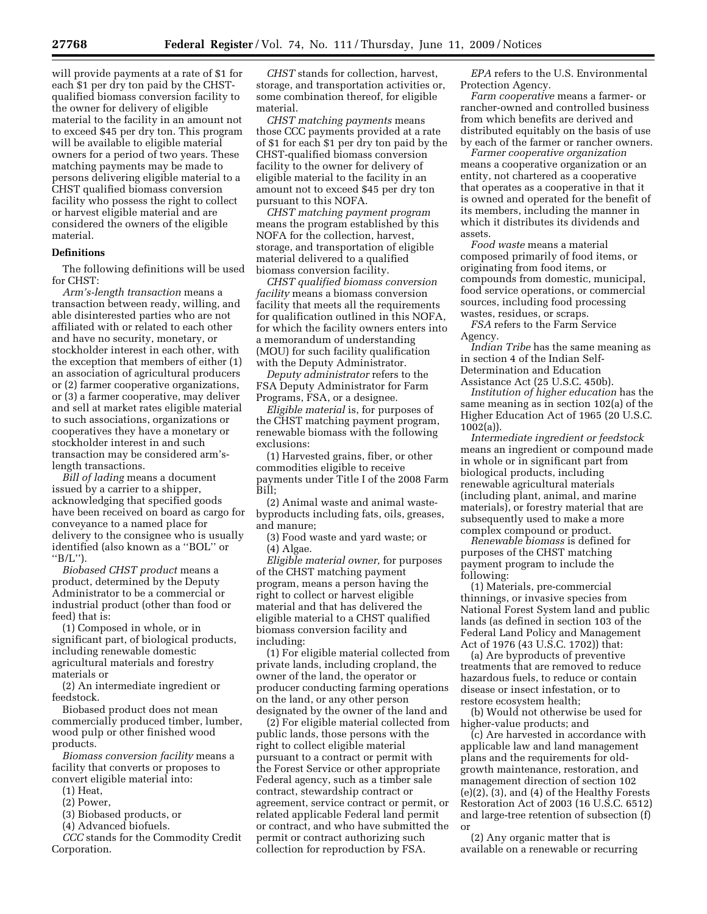will provide payments at a rate of $1 for each $1 per dry ton paid by the CHST-qualified biomass conversion facility to the owner for delivery of eligible material to the facility in an amount not to exceed $45 per dry ton. This program will be available to eligible material owners for a period of two years. These matching payments may be made to persons delivering eligible material to a CHST qualified biomass conversion facility who possess the right to collect or harvest eligible material and are considered the owners of the eligible material.

**Definitions**

The following definitions will be used for CHST:

*Arm's-length transaction* means a transaction between ready, willing, and able disinterested parties who are not affiliated with or related to each other and have no security, monetary, or stockholder interest in each other, with the exception that members of either (1) an association of agricultural producers or (2) farmer cooperative organizations, or (3) a farmer cooperative, may deliver and sell at market rates eligible material to such associations, organizations or cooperatives they have a monetary or stockholder interest in and such transaction may be considered arm's-length transactions.

*Bill of lading* means a document issued by a carrier to a shipper, acknowledging that specified goods have been received on board as cargo for conveyance to a named place for delivery to the consignee who is usually identified (also known as a ''BOL'' or ''B/L'').

*Biobased CHST product* means a product, determined by the Deputy Administrator to be a commercial or industrial product (other than food or feed) that is:

(1) Composed in whole, or in significant part, of biological products, including renewable domestic agricultural materials and forestry materials or

(2) An intermediate ingredient or feedstock.

Biobased product does not mean commercially produced timber, lumber, wood pulp or other finished wood products.

*Biomass conversion facility* means a facility that converts or proposes to convert eligible material into:

(1) Heat,

(2) Power,

(3) Biobased products, or

(4) Advanced biofuels.

*CCC* stands for the Commodity Credit Corporation.

*CHST* stands for collection, harvest, storage, and transportation activities or, some combination thereof, for eligible material.

*CHST matching payments* means those CCC payments provided at a rate of $1 for each $1 per dry ton paid by the CHST-qualified biomass conversion facility to the owner for delivery of eligible material to the facility in an amount not to exceed $45 per dry ton pursuant to this NOFA.

*CHST matching payment program* means the program established by this NOFA for the collection, harvest, storage, and transportation of eligible material delivered to a qualified biomass conversion facility.

*CHST qualified biomass conversion facility* means a biomass conversion facility that meets all the requirements for qualification outlined in this NOFA, for which the facility owners enters into a memorandum of understanding (MOU) for such facility qualification with the Deputy Administrator.

*Deputy administrator* refers to the FSA Deputy Administrator for Farm Programs, FSA, or a designee.

*Eligible material* is, for purposes of the CHST matching payment program, renewable biomass with the following exclusions:

(1) Harvested grains, fiber, or other commodities eligible to receive payments under Title I of the 2008 Farm Bill;

(2) Animal waste and animal waste-byproducts including fats, oils, greases, and manure;

(3) Food waste and yard waste; or

(4) Algae.

*Eligible material owner,* for purposes of the CHST matching payment program, means a person having the right to collect or harvest eligible material and that has delivered the eligible material to a CHST qualified biomass conversion facility and including:

(1) For eligible material collected from private lands, including cropland, the owner of the land, the operator or producer conducting farming operations on the land, or any other person designated by the owner of the land and

(2) For eligible material collected from public lands, those persons with the right to collect eligible material pursuant to a contract or permit with the Forest Service or other appropriate Federal agency, such as a timber sale contract, stewardship contract or agreement, service contract or permit, or related applicable Federal land permit or contract, and who have submitted the permit or contract authorizing such collection for reproduction by FSA.

*EPA* refers to the U.S. Environmental Protection Agency.

*Farm cooperative* means a farmer- or rancher-owned and controlled business from which benefits are derived and distributed equitably on the basis of use by each of the farmer or rancher owners.

*Farmer cooperative organization* means a cooperative organization or an entity, not chartered as a cooperative that operates as a cooperative in that it is owned and operated for the benefit of its members, including the manner in which it distributes its dividends and assets.

*Food waste* means a material composed primarily of food items, or originating from food items, or compounds from domestic, municipal, food service operations, or commercial sources, including food processing wastes, residues, or scraps.

*FSA* refers to the Farm Service Agency.

*Indian Tribe* has the same meaning as in section 4 of the Indian Self-Determination and Education Assistance Act (25 U.S.C. 450b).

*Institution of higher education* has the same meaning as in section 102(a) of the Higher Education Act of 1965 (20 U.S.C. 1002(a)).

*Intermediate ingredient or feedstock* means an ingredient or compound made in whole or in significant part from biological products, including renewable agricultural materials (including plant, animal, and marine materials), or forestry material that are subsequently used to make a more complex compound or product.

*Renewable biomass* is defined for purposes of the CHST matching payment program to include the following:

(1) Materials, pre-commercial thinnings, or invasive species from National Forest System land and public lands (as defined in section 103 of the Federal Land Policy and Management Act of 1976 (43 U.S.C. 1702)) that:

(a) Are byproducts of preventive treatments that are removed to reduce hazardous fuels, to reduce or contain disease or insect infestation, or to restore ecosystem health;

(b) Would not otherwise be used for higher-value products; and

(c) Are harvested in accordance with applicable law and land management plans and the requirements for old-growth maintenance, restoration, and management direction of section 102 (e)(2), (3), and (4) of the Healthy Forests Restoration Act of 2003 (16 U.S.C. 6512) and large-tree retention of subsection (f) or

(2) Any organic matter that is available on a renewable or recurring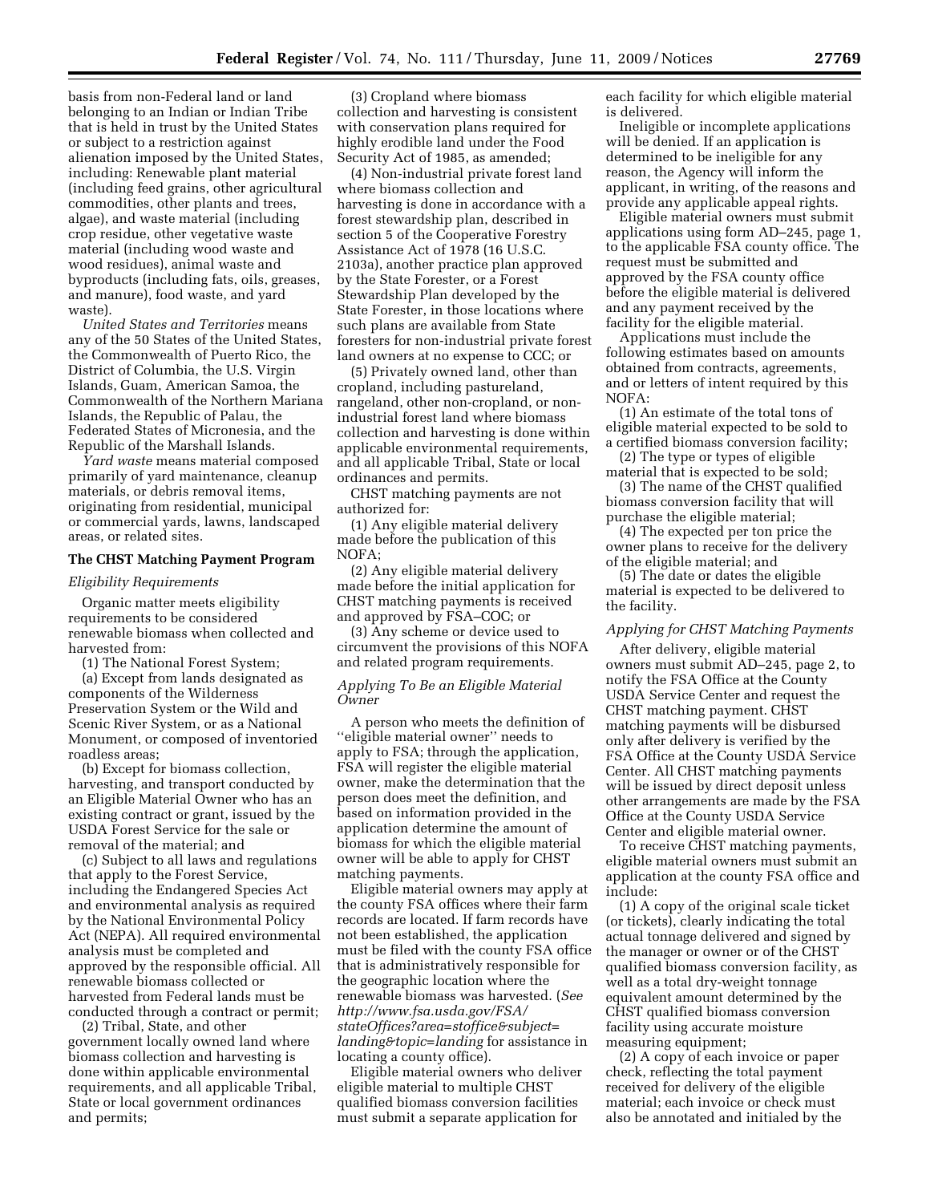basis from non-Federal land or land belonging to an Indian or Indian Tribe that is held in trust by the United States or subject to a restriction against alienation imposed by the United States, including: Renewable plant material (including feed grains, other agricultural commodities, other plants and trees, algae), and waste material (including crop residue, other vegetative waste material (including wood waste and wood residues), animal waste and byproducts (including fats, oils, greases, and manure), food waste, and yard waste).

*United States and Territories* means any of the 50 States of the United States, the Commonwealth of Puerto Rico, the District of Columbia, the U.S. Virgin Islands, Guam, American Samoa, the Commonwealth of the Northern Mariana Islands, the Republic of Palau, the Federated States of Micronesia, and the Republic of the Marshall Islands.

*Yard waste* means material composed primarily of yard maintenance, cleanup materials, or debris removal items, originating from residential, municipal or commercial yards, lawns, landscaped areas, or related sites.

## The CHST Matching Payment Program

### *Eligibility Requirements*

Organic matter meets eligibility requirements to be considered renewable biomass when collected and harvested from:

(1) The National Forest System;

(a) Except from lands designated as components of the Wilderness Preservation System or the Wild and Scenic River System, or as a National Monument, or composed of inventoried roadless areas;

(b) Except for biomass collection, harvesting, and transport conducted by an Eligible Material Owner who has an existing contract or grant, issued by the USDA Forest Service for the sale or removal of the material; and

(c) Subject to all laws and regulations that apply to the Forest Service, including the Endangered Species Act and environmental analysis as required by the National Environmental Policy Act (NEPA). All required environmental analysis must be completed and approved by the responsible official. All renewable biomass collected or harvested from Federal lands must be conducted through a contract or permit;

(2) Tribal, State, and other government locally owned land where biomass collection and harvesting is done within applicable environmental requirements, and all applicable Tribal, State or local government ordinances and permits;

(3) Cropland where biomass collection and harvesting is consistent with conservation plans required for highly erodible land under the Food Security Act of 1985, as amended;

(4) Non-industrial private forest land where biomass collection and harvesting is done in accordance with a forest stewardship plan, described in section 5 of the Cooperative Forestry Assistance Act of 1978 (16 U.S.C. 2103a), another practice plan approved by the State Forester, or a Forest Stewardship Plan developed by the State Forester, in those locations where such plans are available from State foresters for non-industrial private forest land owners at no expense to CCC; or

(5) Privately owned land, other than cropland, including pastureland, rangeland, other non-cropland, or non-industrial forest land where biomass collection and harvesting is done within applicable environmental requirements, and all applicable Tribal, State or local ordinances and permits.

CHST matching payments are not authorized for:

(1) Any eligible material delivery made before the publication of this NOFA;

(2) Any eligible material delivery made before the initial application for CHST matching payments is received and approved by FSA–COC; or

(3) Any scheme or device used to circumvent the provisions of this NOFA and related program requirements.

### *Applying To Be an Eligible Material Owner*

A person who meets the definition of "eligible material owner" needs to apply to FSA; through the application, FSA will register the eligible material owner, make the determination that the person does meet the definition, and based on information provided in the application determine the amount of biomass for which the eligible material owner will be able to apply for CHST matching payments.

Eligible material owners may apply at the county FSA offices where their farm records are located. If farm records have not been established, the application must be filed with the county FSA office that is administratively responsible for the geographic location where the renewable biomass was harvested. (*See http://www.fsa.usda.gov/FSA/stateOffices?area=stoffice&subject=landing&topic=landing* for assistance in locating a county office).

Eligible material owners who deliver eligible material to multiple CHST qualified biomass conversion facilities must submit a separate application for each facility for which eligible material is delivered.

Ineligible or incomplete applications will be denied. If an application is determined to be ineligible for any reason, the Agency will inform the applicant, in writing, of the reasons and provide any applicable appeal rights.

Eligible material owners must submit applications using form AD–245, page 1, to the applicable FSA county office. The request must be submitted and approved by the FSA county office before the eligible material is delivered and any payment received by the facility for the eligible material.

Applications must include the following estimates based on amounts obtained from contracts, agreements, and or letters of intent required by this NOFA:

(1) An estimate of the total tons of eligible material expected to be sold to a certified biomass conversion facility;

(2) The type or types of eligible material that is expected to be sold;

(3) The name of the CHST qualified biomass conversion facility that will purchase the eligible material;

(4) The expected per ton price the owner plans to receive for the delivery of the eligible material; and

(5) The date or dates the eligible material is expected to be delivered to the facility.

### *Applying for CHST Matching Payments*

After delivery, eligible material owners must submit AD–245, page 2, to notify the FSA Office at the County USDA Service Center and request the CHST matching payment. CHST matching payments will be disbursed only after delivery is verified by the FSA Office at the County USDA Service Center. All CHST matching payments will be issued by direct deposit unless other arrangements are made by the FSA Office at the County USDA Service Center and eligible material owner.

To receive CHST matching payments, eligible material owners must submit an application at the county FSA office and include:

(1) A copy of the original scale ticket (or tickets), clearly indicating the total actual tonnage delivered and signed by the manager or owner or of the CHST qualified biomass conversion facility, as well as a total dry-weight tonnage equivalent amount determined by the CHST qualified biomass conversion facility using accurate moisture measuring equipment;

(2) A copy of each invoice or paper check, reflecting the total payment received for delivery of the eligible material; each invoice or check must also be annotated and initialed by the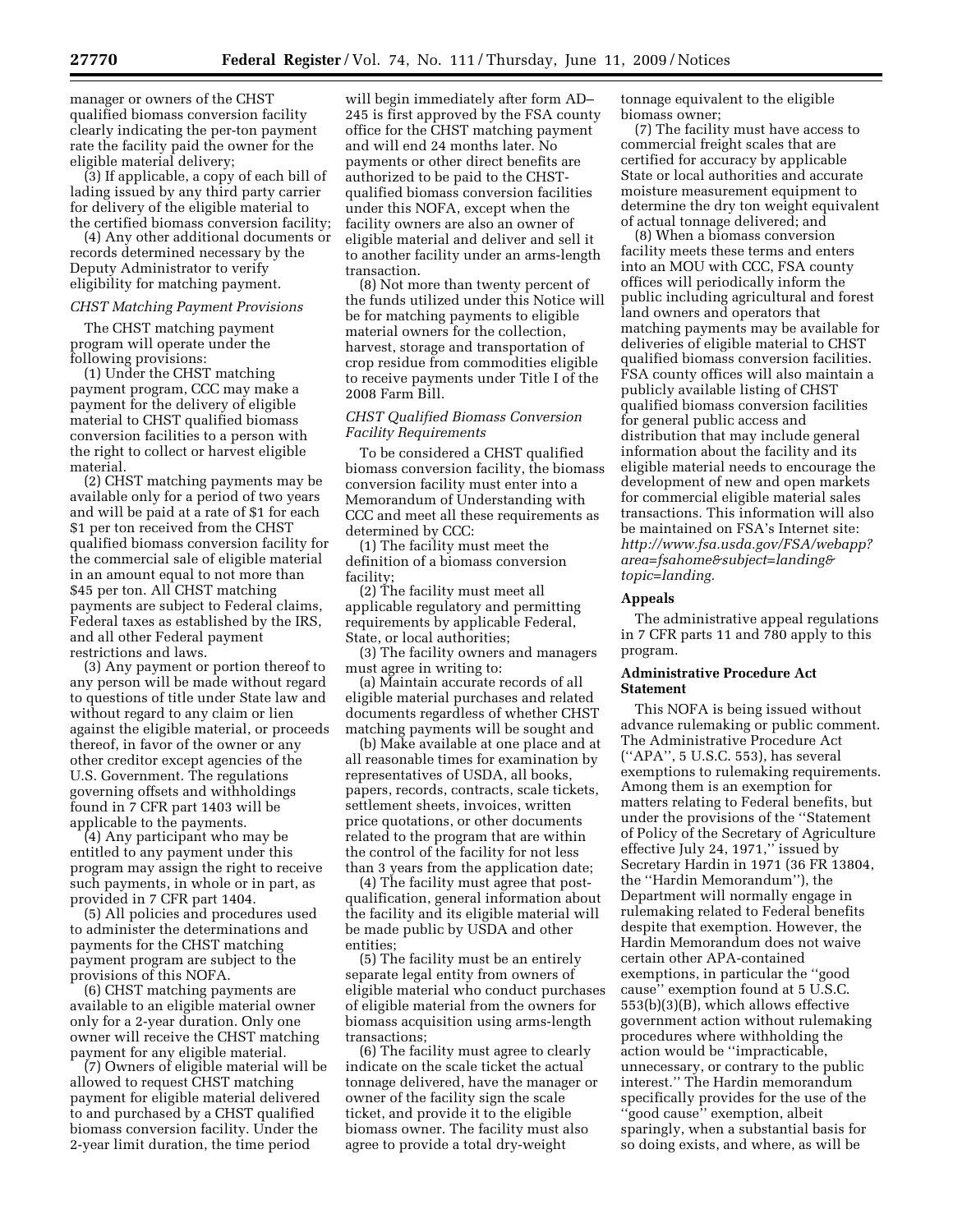manager or owners of the CHST qualified biomass conversion facility clearly indicating the per-ton payment rate the facility paid the owner for the eligible material delivery;

(3) If applicable, a copy of each bill of lading issued by any third party carrier for delivery of the eligible material to the certified biomass conversion facility;

(4) Any other additional documents or records determined necessary by the Deputy Administrator to verify eligibility for matching payment.

*CHST Matching Payment Provisions*

The CHST matching payment program will operate under the following provisions:

(1) Under the CHST matching payment program, CCC may make a payment for the delivery of eligible material to CHST qualified biomass conversion facilities to a person with the right to collect or harvest eligible material.

(2) CHST matching payments may be available only for a period of two years and will be paid at a rate of $1 for each $1 per ton received from the CHST qualified biomass conversion facility for the commercial sale of eligible material in an amount equal to not more than $45 per ton. All CHST matching payments are subject to Federal claims, Federal taxes as established by the IRS, and all other Federal payment restrictions and laws.

(3) Any payment or portion thereof to any person will be made without regard to questions of title under State law and without regard to any claim or lien against the eligible material, or proceeds thereof, in favor of the owner or any other creditor except agencies of the U.S. Government. The regulations governing offsets and withholdings found in 7 CFR part 1403 will be applicable to the payments.

(4) Any participant who may be entitled to any payment under this program may assign the right to receive such payments, in whole or in part, as provided in 7 CFR part 1404.

(5) All policies and procedures used to administer the determinations and payments for the CHST matching payment program are subject to the provisions of this NOFA.

(6) CHST matching payments are available to an eligible material owner only for a 2-year duration. Only one owner will receive the CHST matching payment for any eligible material.

(7) Owners of eligible material will be allowed to request CHST matching payment for eligible material delivered to and purchased by a CHST qualified biomass conversion facility. Under the 2-year limit duration, the time period will begin immediately after form AD–245 is first approved by the FSA county office for the CHST matching payment and will end 24 months later. No payments or other direct benefits are authorized to be paid to the CHST-qualified biomass conversion facilities under this NOFA, except when the facility owners are also an owner of eligible material and deliver and sell it to another facility under an arms-length transaction.

(8) Not more than twenty percent of the funds utilized under this Notice will be for matching payments to eligible material owners for the collection, harvest, storage and transportation of crop residue from commodities eligible to receive payments under Title I of the 2008 Farm Bill.

*CHST Qualified Biomass Conversion Facility Requirements*

To be considered a CHST qualified biomass conversion facility, the biomass conversion facility must enter into a Memorandum of Understanding with CCC and meet all these requirements as determined by CCC:

(1) The facility must meet the definition of a biomass conversion facility;

(2) The facility must meet all applicable regulatory and permitting requirements by applicable Federal, State, or local authorities;

(3) The facility owners and managers must agree in writing to:

(a) Maintain accurate records of all eligible material purchases and related documents regardless of whether CHST matching payments will be sought and

(b) Make available at one place and at all reasonable times for examination by representatives of USDA, all books, papers, records, contracts, scale tickets, settlement sheets, invoices, written price quotations, or other documents related to the program that are within the control of the facility for not less than 3 years from the application date;

(4) The facility must agree that post-qualification, general information about the facility and its eligible material will be made public by USDA and other entities;

(5) The facility must be an entirely separate legal entity from owners of eligible material who conduct purchases of eligible material from the owners for biomass acquisition using arms-length transactions;

(6) The facility must agree to clearly indicate on the scale ticket the actual tonnage delivered, have the manager or owner of the facility sign the scale ticket, and provide it to the eligible biomass owner. The facility must also agree to provide a total dry-weight tonnage equivalent to the eligible biomass owner;

(7) The facility must have access to commercial freight scales that are certified for accuracy by applicable State or local authorities and accurate moisture measurement equipment to determine the dry ton weight equivalent of actual tonnage delivered; and

(8) When a biomass conversion facility meets these terms and enters into an MOU with CCC, FSA county offices will periodically inform the public including agricultural and forest land owners and operators that matching payments may be available for deliveries of eligible material to CHST qualified biomass conversion facilities. FSA county offices will also maintain a publicly available listing of CHST qualified biomass conversion facilities for general public access and distribution that may include general information about the facility and its eligible material needs to encourage the development of new and open markets for commercial eligible material sales transactions. This information will also be maintained on FSA's Internet site: *http://www.fsa.usda.gov/FSA/webapp?area=fsahome&subject=landing&topic=landing.*

## Appeals

The administrative appeal regulations in 7 CFR parts 11 and 780 apply to this program.

## Administrative Procedure Act Statement

This NOFA is being issued without advance rulemaking or public comment. The Administrative Procedure Act (''APA'', 5 U.S.C. 553), has several exemptions to rulemaking requirements. Among them is an exemption for matters relating to Federal benefits, but under the provisions of the ''Statement of Policy of the Secretary of Agriculture effective July 24, 1971,'' issued by Secretary Hardin in 1971 (36 FR 13804, the ''Hardin Memorandum''), the Department will normally engage in rulemaking related to Federal benefits despite that exemption. However, the Hardin Memorandum does not waive certain other APA-contained exemptions, in particular the ''good cause'' exemption found at 5 U.S.C. 553(b)(3)(B), which allows effective government action without rulemaking procedures where withholding the action would be ''impracticable, unnecessary, or contrary to the public interest.'' The Hardin memorandum specifically provides for the use of the ''good cause'' exemption, albeit sparingly, when a substantial basis for so doing exists, and where, as will be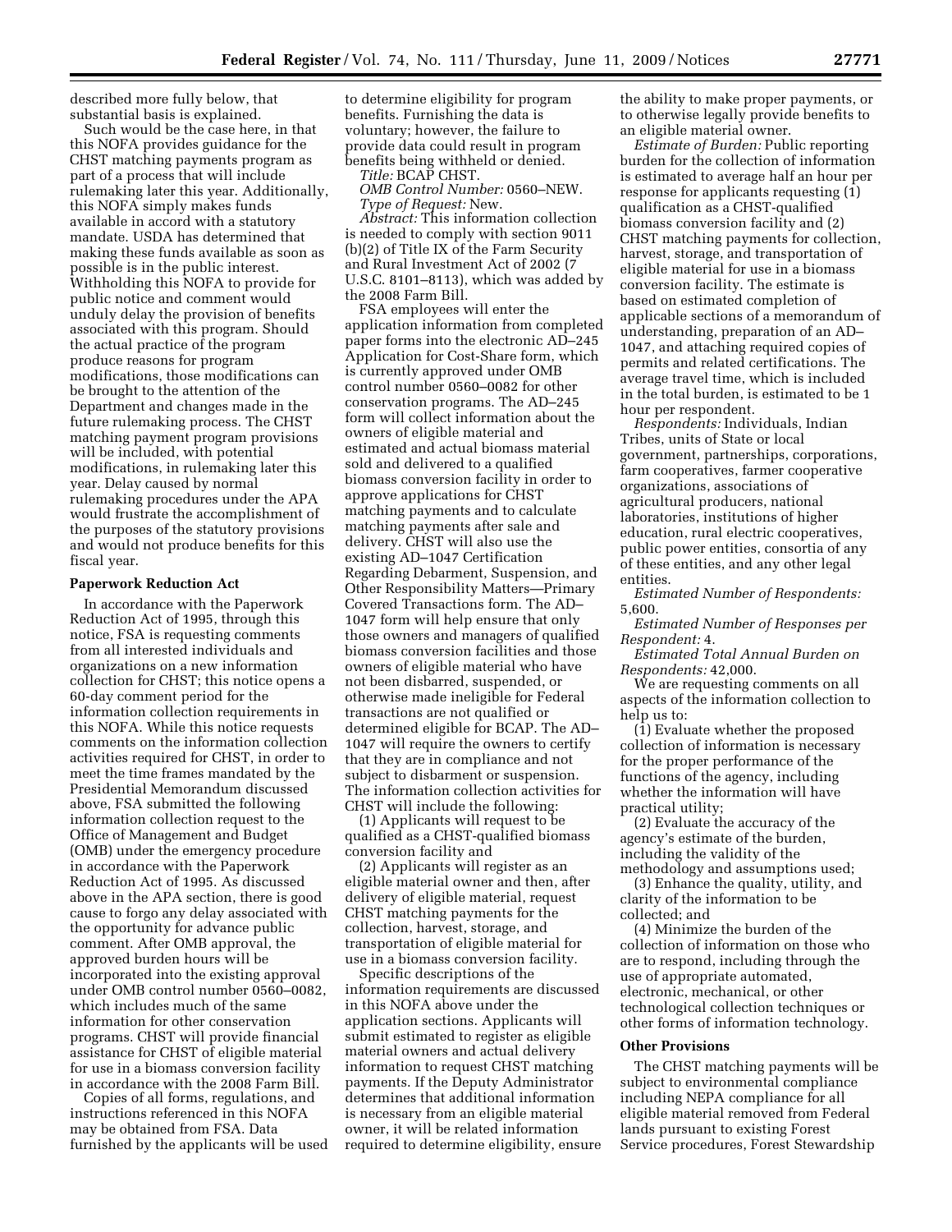described more fully below, that substantial basis is explained.

Such would be the case here, in that this NOFA provides guidance for the CHST matching payments program as part of a process that will include rulemaking later this year. Additionally, this NOFA simply makes funds available in accord with a statutory mandate. USDA has determined that making these funds available as soon as possible is in the public interest. Withholding this NOFA to provide for public notice and comment would unduly delay the provision of benefits associated with this program. Should the actual practice of the program produce reasons for program modifications, those modifications can be brought to the attention of the Department and changes made in the future rulemaking process. The CHST matching payment program provisions will be included, with potential modifications, in rulemaking later this year. Delay caused by normal rulemaking procedures under the APA would frustrate the accomplishment of the purposes of the statutory provisions and would not produce benefits for this fiscal year.

**Paperwork Reduction Act**

In accordance with the Paperwork Reduction Act of 1995, through this notice, FSA is requesting comments from all interested individuals and organizations on a new information collection for CHST; this notice opens a 60-day comment period for the information collection requirements in this NOFA. While this notice requests comments on the information collection activities required for CHST, in order to meet the time frames mandated by the Presidential Memorandum discussed above, FSA submitted the following information collection request to the Office of Management and Budget (OMB) under the emergency procedure in accordance with the Paperwork Reduction Act of 1995. As discussed above in the APA section, there is good cause to forgo any delay associated with the opportunity for advance public comment. After OMB approval, the approved burden hours will be incorporated into the existing approval under OMB control number 0560–0082, which includes much of the same information for other conservation programs. CHST will provide financial assistance for CHST of eligible material for use in a biomass conversion facility in accordance with the 2008 Farm Bill.

Copies of all forms, regulations, and instructions referenced in this NOFA may be obtained from FSA. Data furnished by the applicants will be used to determine eligibility for program benefits. Furnishing the data is voluntary; however, the failure to provide data could result in program benefits being withheld or denied.

*Title:* BCAP CHST.

*OMB Control Number:* 0560–NEW.

*Type of Request:* New.

*Abstract:* This information collection is needed to comply with section 9011 (b)(2) of Title IX of the Farm Security and Rural Investment Act of 2002 (7 U.S.C. 8101–8113), which was added by the 2008 Farm Bill.

FSA employees will enter the application information from completed paper forms into the electronic AD–245 Application for Cost-Share form, which is currently approved under OMB control number 0560–0082 for other conservation programs. The AD–245 form will collect information about the owners of eligible material and estimated and actual biomass material sold and delivered to a qualified biomass conversion facility in order to approve applications for CHST matching payments and to calculate matching payments after sale and delivery. CHST will also use the existing AD–1047 Certification Regarding Debarment, Suspension, and Other Responsibility Matters—Primary Covered Transactions form. The AD–1047 form will help ensure that only those owners and managers of qualified biomass conversion facilities and those owners of eligible material who have not been disbarred, suspended, or otherwise made ineligible for Federal transactions are not qualified or determined eligible for BCAP. The AD–1047 will require the owners to certify that they are in compliance and not subject to disbarment or suspension. The information collection activities for CHST will include the following:

(1) Applicants will request to be qualified as a CHST-qualified biomass conversion facility and

(2) Applicants will register as an eligible material owner and then, after delivery of eligible material, request CHST matching payments for the collection, harvest, storage, and transportation of eligible material for use in a biomass conversion facility.

Specific descriptions of the information requirements are discussed in this NOFA above under the application sections. Applicants will submit estimated to register as eligible material owners and actual delivery information to request CHST matching payments. If the Deputy Administrator determines that additional information is necessary from an eligible material owner, it will be related information required to determine eligibility, ensure the ability to make proper payments, or to otherwise legally provide benefits to an eligible material owner.

*Estimate of Burden:* Public reporting burden for the collection of information is estimated to average half an hour per response for applicants requesting (1) qualification as a CHST-qualified biomass conversion facility and (2) CHST matching payments for collection, harvest, storage, and transportation of eligible material for use in a biomass conversion facility. The estimate is based on estimated completion of applicable sections of a memorandum of understanding, preparation of an AD–1047, and attaching required copies of permits and related certifications. The average travel time, which is included in the total burden, is estimated to be 1 hour per respondent.

*Respondents:* Individuals, Indian Tribes, units of State or local government, partnerships, corporations, farm cooperatives, farmer cooperative organizations, associations of agricultural producers, national laboratories, institutions of higher education, rural electric cooperatives, public power entities, consortia of any of these entities, and any other legal entities.

*Estimated Number of Respondents:* 5,600.

*Estimated Number of Responses per Respondent:* 4.

*Estimated Total Annual Burden on Respondents:* 42,000.

We are requesting comments on all aspects of the information collection to help us to:

(1) Evaluate whether the proposed collection of information is necessary for the proper performance of the functions of the agency, including whether the information will have practical utility;

(2) Evaluate the accuracy of the agency's estimate of the burden, including the validity of the methodology and assumptions used;

(3) Enhance the quality, utility, and clarity of the information to be collected; and

(4) Minimize the burden of the collection of information on those who are to respond, including through the use of appropriate automated, electronic, mechanical, or other technological collection techniques or other forms of information technology.

**Other Provisions**

The CHST matching payments will be subject to environmental compliance including NEPA compliance for all eligible material removed from Federal lands pursuant to existing Forest Service procedures, Forest Stewardship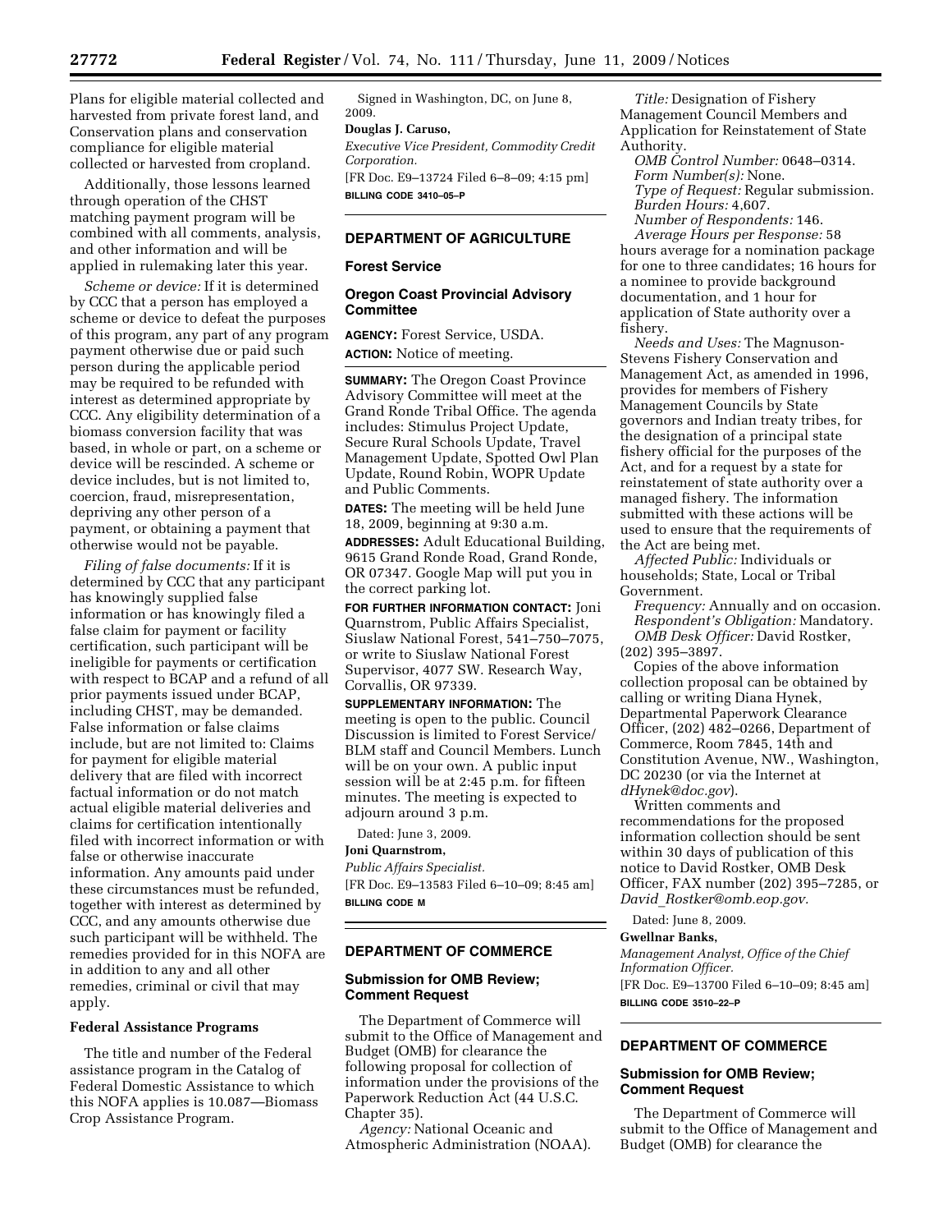Plans for eligible material collected and harvested from private forest land, and Conservation plans and conservation compliance for eligible material collected or harvested from cropland.

Additionally, those lessons learned through operation of the CHST matching payment program will be combined with all comments, analysis, and other information and will be applied in rulemaking later this year.

*Scheme or device:* If it is determined by CCC that a person has employed a scheme or device to defeat the purposes of this program, any part of any program payment otherwise due or paid such person during the applicable period may be required to be refunded with interest as determined appropriate by CCC. Any eligibility determination of a biomass conversion facility that was based, in whole or part, on a scheme or device will be rescinded. A scheme or device includes, but is not limited to, coercion, fraud, misrepresentation, depriving any other person of a payment, or obtaining a payment that otherwise would not be payable.

*Filing of false documents:* If it is determined by CCC that any participant has knowingly supplied false information or has knowingly filed a false claim for payment or facility certification, such participant will be ineligible for payments or certification with respect to BCAP and a refund of all prior payments issued under BCAP, including CHST, may be demanded. False information or false claims include, but are not limited to: Claims for payment for eligible material delivery that are filed with incorrect factual information or do not match actual eligible material deliveries and claims for certification intentionally filed with incorrect information or with false or otherwise inaccurate information. Any amounts paid under these circumstances must be refunded, together with interest as determined by CCC, and any amounts otherwise due such participant will be withheld. The remedies provided for in this NOFA are in addition to any and all other remedies, criminal or civil that may apply.

**Federal Assistance Programs**

The title and number of the Federal assistance program in the Catalog of Federal Domestic Assistance to which this NOFA applies is 10.087—Biomass Crop Assistance Program.

Signed in Washington, DC, on June 8, 2009.

**Douglas J. Caruso,**

*Executive Vice President, Commodity Credit Corporation.*

[FR Doc. E9–13724 Filed 6–8–09; 4:15 pm]

**BILLING CODE 3410–05–P**

## DEPARTMENT OF AGRICULTURE

### Forest Service

### Oregon Coast Provincial Advisory Committee

**AGENCY:** Forest Service, USDA.

**ACTION:** Notice of meeting.

**SUMMARY:** The Oregon Coast Province Advisory Committee will meet at the Grand Ronde Tribal Office. The agenda includes: Stimulus Project Update, Secure Rural Schools Update, Travel Management Update, Spotted Owl Plan Update, Round Robin, WOPR Update and Public Comments.

**DATES:** The meeting will be held June 18, 2009, beginning at 9:30 a.m.

**ADDRESSES:** Adult Educational Building, 9615 Grand Ronde Road, Grand Ronde, OR 07347. Google Map will put you in the correct parking lot.

**FOR FURTHER INFORMATION CONTACT:** Joni Quarnstrom, Public Affairs Specialist, Siuslaw National Forest, 541–750–7075, or write to Siuslaw National Forest Supervisor, 4077 SW. Research Way, Corvallis, OR 97339.

**SUPPLEMENTARY INFORMATION:** The meeting is open to the public. Council Discussion is limited to Forest Service/ BLM staff and Council Members. Lunch will be on your own. A public input session will be at 2:45 p.m. for fifteen minutes. The meeting is expected to adjourn around 3 p.m.

Dated: June 3, 2009.

**Joni Quarnstrom,**

*Public Affairs Specialist.*

[FR Doc. E9–13583 Filed 6–10–09; 8:45 am]

**BILLING CODE M**

## DEPARTMENT OF COMMERCE

### Submission for OMB Review; Comment Request

The Department of Commerce will submit to the Office of Management and Budget (OMB) for clearance the following proposal for collection of information under the provisions of the Paperwork Reduction Act (44 U.S.C. Chapter 35).

*Agency:* National Oceanic and Atmospheric Administration (NOAA).

*Title:* Designation of Fishery Management Council Members and Application for Reinstatement of State Authority.

*OMB Control Number:* 0648–0314.

*Form Number(s):* None.

*Type of Request:* Regular submission.

*Burden Hours:* 4,607.

*Number of Respondents:* 146.

*Average Hours per Response:* 58 hours average for a nomination package for one to three candidates; 16 hours for a nominee to provide background documentation, and 1 hour for application of State authority over a fishery.

*Needs and Uses:* The Magnuson-Stevens Fishery Conservation and Management Act, as amended in 1996, provides for members of Fishery Management Councils by State governors and Indian treaty tribes, for the designation of a principal state fishery official for the purposes of the Act, and for a request by a state for reinstatement of state authority over a managed fishery. The information submitted with these actions will be used to ensure that the requirements of the Act are being met.

*Affected Public:* Individuals or households; State, Local or Tribal Government.

*Frequency:* Annually and on occasion.

*Respondent's Obligation:* Mandatory.

*OMB Desk Officer:* David Rostker, (202) 395–3897.

Copies of the above information collection proposal can be obtained by calling or writing Diana Hynek, Departmental Paperwork Clearance Officer, (202) 482–0266, Department of Commerce, Room 7845, 14th and Constitution Avenue, NW., Washington, DC 20230 (or via the Internet at *dHynek@doc.gov*).

Written comments and recommendations for the proposed information collection should be sent within 30 days of publication of this notice to David Rostker, OMB Desk Officer, FAX number (202) 395–7285, or *David_Rostker@omb.eop.gov.*

Dated: June 8, 2009.

**Gwellnar Banks,**

*Management Analyst, Office of the Chief Information Officer.*

[FR Doc. E9–13700 Filed 6–10–09; 8:45 am]

**BILLING CODE 3510–22–P**

## DEPARTMENT OF COMMERCE

### Submission for OMB Review; Comment Request

The Department of Commerce will submit to the Office of Management and Budget (OMB) for clearance the